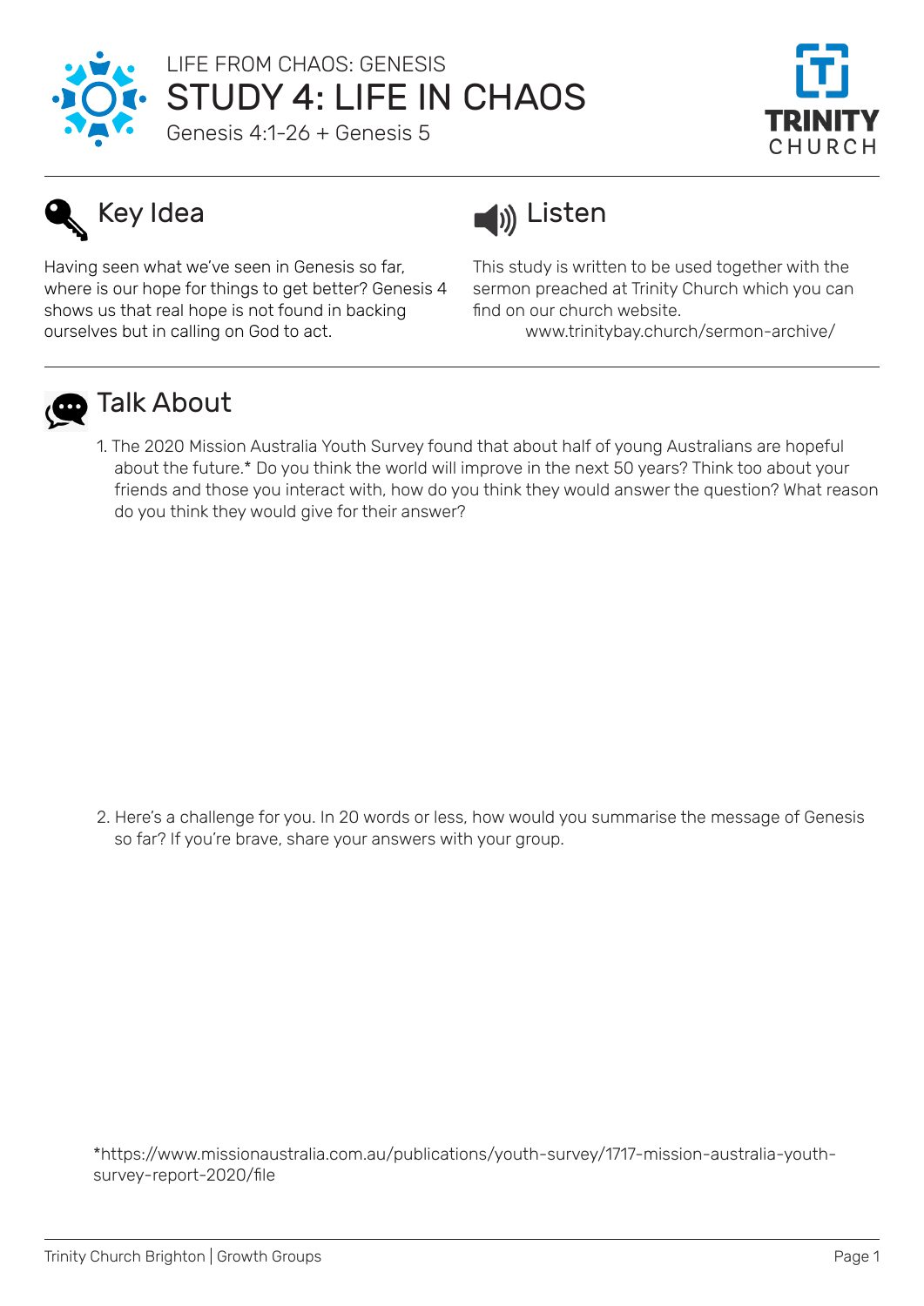LIFE FROM CHAOS: GENESIS

# STUDY 4: LIFE IN CHAOS

Genesis 4:1-26 + Genesis 5

## Key Idea

Having seen what we've seen in Genesis so far, where is our hope for things to get better? Genesis 4 shows us that real hope is not found in backing ourselves but in calling on God to act.

## Listen

This study is written to be used together with the sermon preached at Trinity Church which you can find on our church website.

www.trinitybay.church/sermon-archive/

## Talk About

1. The 2020 Mission Australia Youth Survey found that about half of young Australians are hopeful about the future.* Do you think the world will improve in the next 50 years? Think too about your friends and those you interact with, how do you think they would answer the question? What reason do you think they would give for their answer?

2. Here's a challenge for you. In 20 words or less, how would you summarise the message of Genesis so far? If you're brave, share your answers with your group.

*https://www.missionaustralia.com.au/publications/youth-survey/1717-mission-australia-youth-survey-report-2020/file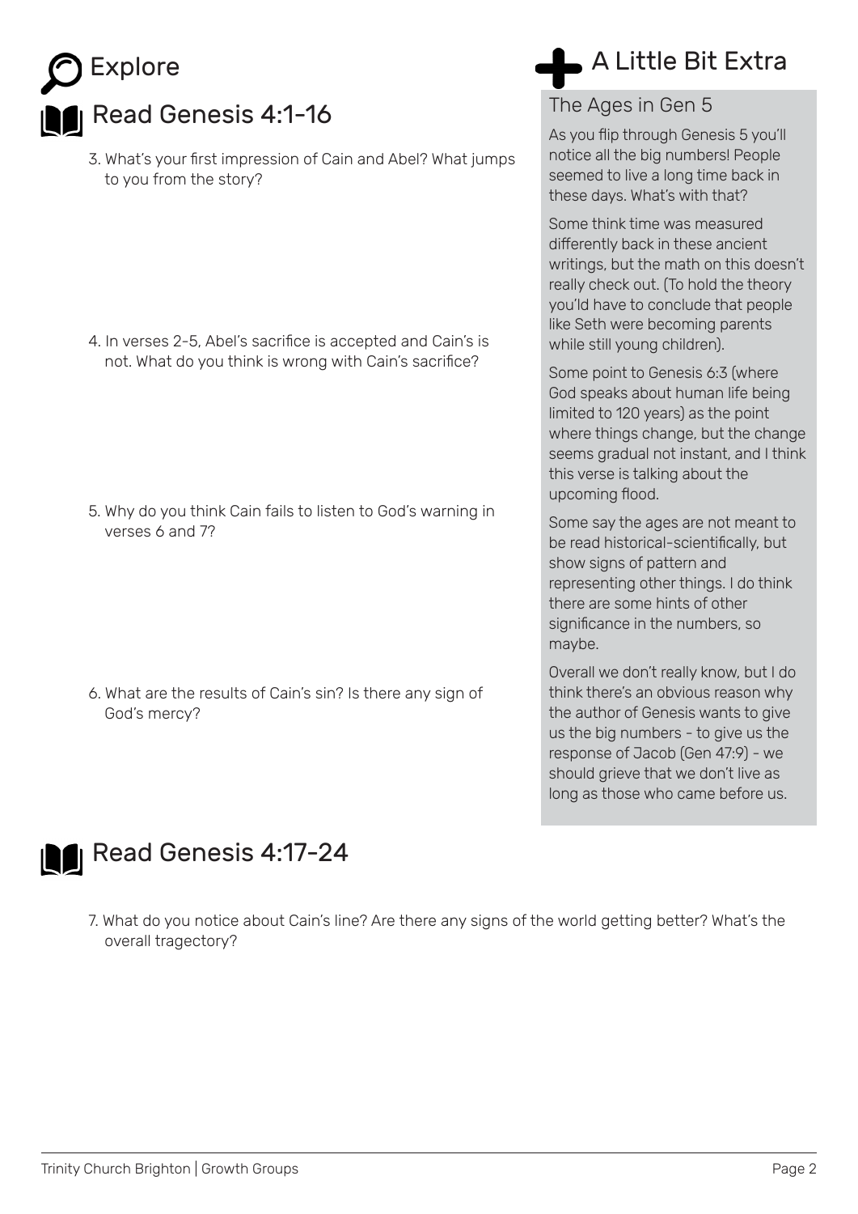# Explore

## Read Genesis 4:1-16

3. What's your first impression of Cain and Abel? What jumps to you from the story?

4. In verses 2-5, Abel's sacrifice is accepted and Cain's is not. What do you think is wrong with Cain's sacrifice?

5. Why do you think Cain fails to listen to God's warning in verses 6 and 7?

6. What are the results of Cain's sin? Is there any sign of God's mercy?

## Read Genesis 4:17-24

7. What do you notice about Cain's line? Are there any signs of the world getting better? What's the overall tragectory?

# A Little Bit Extra

### The Ages in Gen 5

As you flip through Genesis 5 you'll notice all the big numbers! People seemed to live a long time back in these days. What's with that?

Some think time was measured differently back in these ancient writings, but the math on this doesn't really check out. (To hold the theory you'ld have to conclude that people like Seth were becoming parents while still young children).

Some point to Genesis 6:3 (where God speaks about human life being limited to 120 years) as the point where things change, but the change seems gradual not instant, and I think this verse is talking about the upcoming flood.

Some say the ages are not meant to be read historical-scientifically, but show signs of pattern and representing other things. I do think there are some hints of other significance in the numbers, so maybe.

Overall we don't really know, but I do think there's an obvious reason why the author of Genesis wants to give us the big numbers - to give us the response of Jacob (Gen 47:9) - we should grieve that we don't live as long as those who came before us.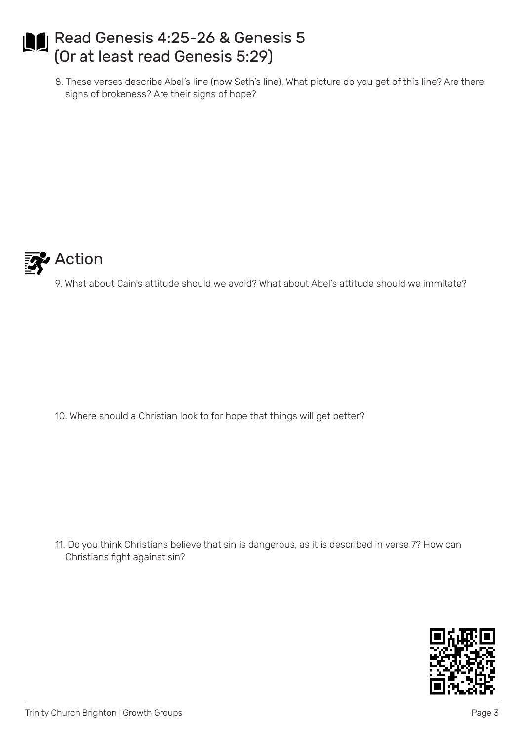## Read Genesis 4:25-26 & Genesis 5 (Or at least read Genesis 5:29)

8. These verses describe Abel's line (now Seth's line). What picture do you get of this line? Are there signs of brokeness? Are their signs of hope?

## Action

9. What about Cain's attitude should we avoid? What about Abel's attitude should we immitate?

10. Where should a Christian look to for hope that things will get better?

11. Do you think Christians believe that sin is dangerous, as it is described in verse 7? How can Christians fight against sin?